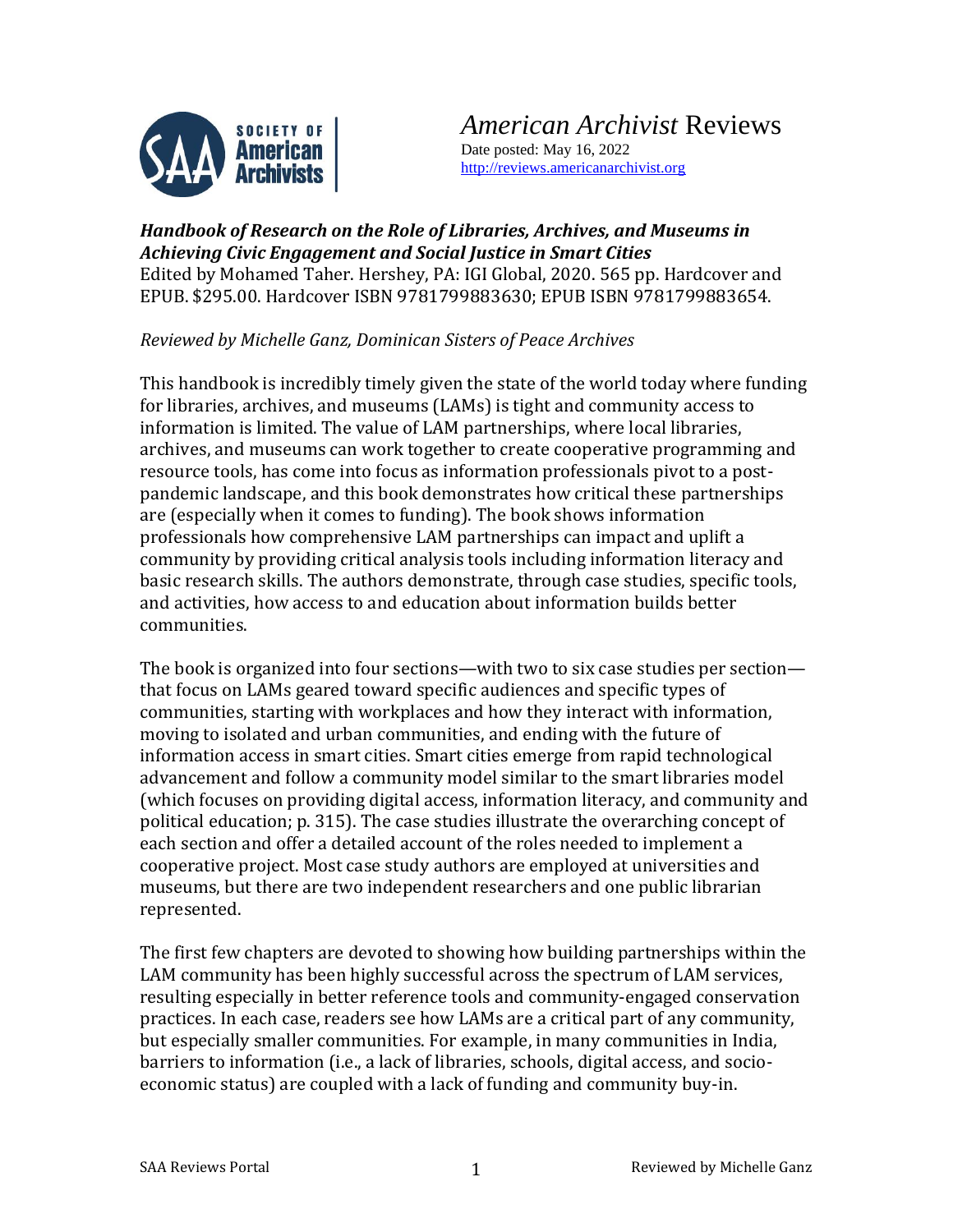# *American Archivist* Reviews

Date posted: May 16, 2022
http://reviews.americanarchivist.org

***Handbook of Research on the Role of Libraries, Archives, and Museums in Achieving Civic Engagement and Social Justice in Smart Cities***
Edited by Mohamed Taher. Hershey, PA: IGI Global, 2020. 565 pp. Hardcover and EPUB. $295.00. Hardcover ISBN 9781799883630; EPUB ISBN 9781799883654.

*Reviewed by Michelle Ganz, Dominican Sisters of Peace Archives*

This handbook is incredibly timely given the state of the world today where funding for libraries, archives, and museums (LAMs) is tight and community access to information is limited. The value of LAM partnerships, where local libraries, archives, and museums can work together to create cooperative programming and resource tools, has come into focus as information professionals pivot to a post-pandemic landscape, and this book demonstrates how critical these partnerships are (especially when it comes to funding). The book shows information professionals how comprehensive LAM partnerships can impact and uplift a community by providing critical analysis tools including information literacy and basic research skills. The authors demonstrate, through case studies, specific tools, and activities, how access to and education about information builds better communities.

The book is organized into four sections—with two to six case studies per section—that focus on LAMs geared toward specific audiences and specific types of communities, starting with workplaces and how they interact with information, moving to isolated and urban communities, and ending with the future of information access in smart cities. Smart cities emerge from rapid technological advancement and follow a community model similar to the smart libraries model (which focuses on providing digital access, information literacy, and community and political education; p. 315). The case studies illustrate the overarching concept of each section and offer a detailed account of the roles needed to implement a cooperative project. Most case study authors are employed at universities and museums, but there are two independent researchers and one public librarian represented.

The first few chapters are devoted to showing how building partnerships within the LAM community has been highly successful across the spectrum of LAM services, resulting especially in better reference tools and community-engaged conservation practices. In each case, readers see how LAMs are a critical part of any community, but especially smaller communities. For example, in many communities in India, barriers to information (i.e., a lack of libraries, schools, digital access, and socio-economic status) are coupled with a lack of funding and community buy-in.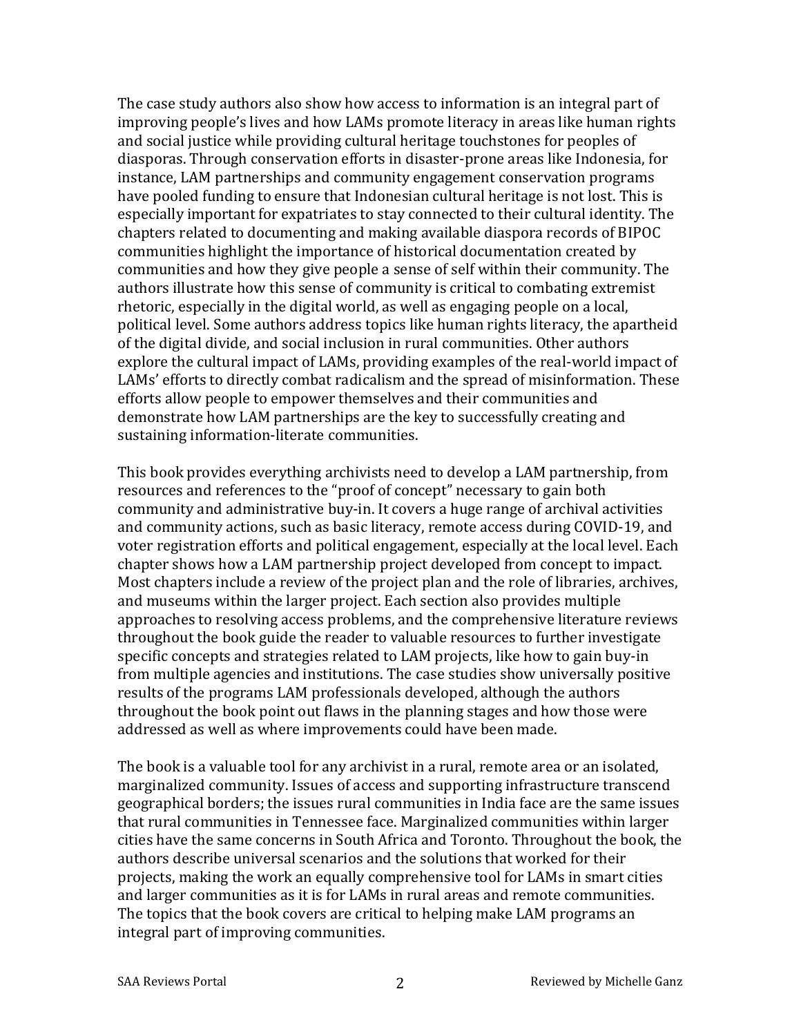The case study authors also show how access to information is an integral part of improving people's lives and how LAMs promote literacy in areas like human rights and social justice while providing cultural heritage touchstones for peoples of diasporas. Through conservation efforts in disaster-prone areas like Indonesia, for instance, LAM partnerships and community engagement conservation programs have pooled funding to ensure that Indonesian cultural heritage is not lost. This is especially important for expatriates to stay connected to their cultural identity. The chapters related to documenting and making available diaspora records of BIPOC communities highlight the importance of historical documentation created by communities and how they give people a sense of self within their community. The authors illustrate how this sense of community is critical to combating extremist rhetoric, especially in the digital world, as well as engaging people on a local, political level. Some authors address topics like human rights literacy, the apartheid of the digital divide, and social inclusion in rural communities. Other authors explore the cultural impact of LAMs, providing examples of the real-world impact of LAMs' efforts to directly combat radicalism and the spread of misinformation. These efforts allow people to empower themselves and their communities and demonstrate how LAM partnerships are the key to successfully creating and sustaining information-literate communities.

This book provides everything archivists need to develop a LAM partnership, from resources and references to the "proof of concept" necessary to gain both community and administrative buy-in. It covers a huge range of archival activities and community actions, such as basic literacy, remote access during COVID-19, and voter registration efforts and political engagement, especially at the local level. Each chapter shows how a LAM partnership project developed from concept to impact. Most chapters include a review of the project plan and the role of libraries, archives, and museums within the larger project. Each section also provides multiple approaches to resolving access problems, and the comprehensive literature reviews throughout the book guide the reader to valuable resources to further investigate specific concepts and strategies related to LAM projects, like how to gain buy-in from multiple agencies and institutions. The case studies show universally positive results of the programs LAM professionals developed, although the authors throughout the book point out flaws in the planning stages and how those were addressed as well as where improvements could have been made.

The book is a valuable tool for any archivist in a rural, remote area or an isolated, marginalized community. Issues of access and supporting infrastructure transcend geographical borders; the issues rural communities in India face are the same issues that rural communities in Tennessee face. Marginalized communities within larger cities have the same concerns in South Africa and Toronto. Throughout the book, the authors describe universal scenarios and the solutions that worked for their projects, making the work an equally comprehensive tool for LAMs in smart cities and larger communities as it is for LAMs in rural areas and remote communities. The topics that the book covers are critical to helping make LAM programs an integral part of improving communities.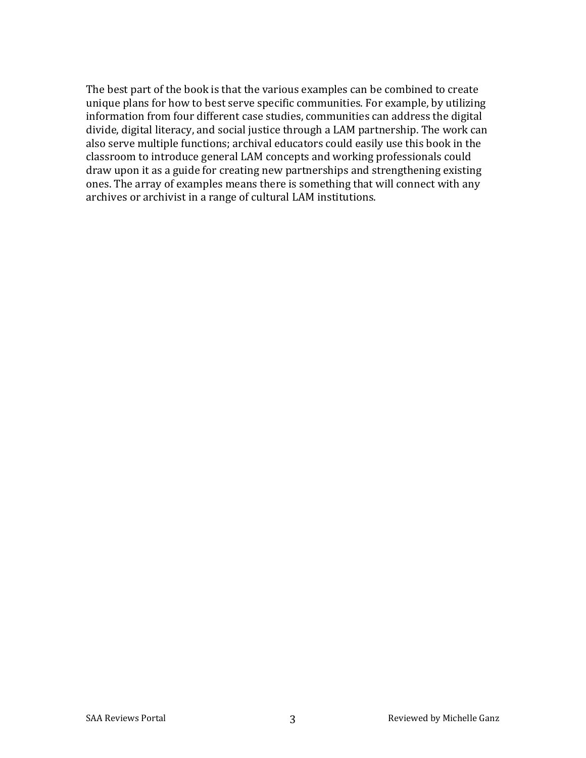The best part of the book is that the various examples can be combined to create unique plans for how to best serve specific communities. For example, by utilizing information from four different case studies, communities can address the digital divide, digital literacy, and social justice through a LAM partnership. The work can also serve multiple functions; archival educators could easily use this book in the classroom to introduce general LAM concepts and working professionals could draw upon it as a guide for creating new partnerships and strengthening existing ones. The array of examples means there is something that will connect with any archives or archivist in a range of cultural LAM institutions.